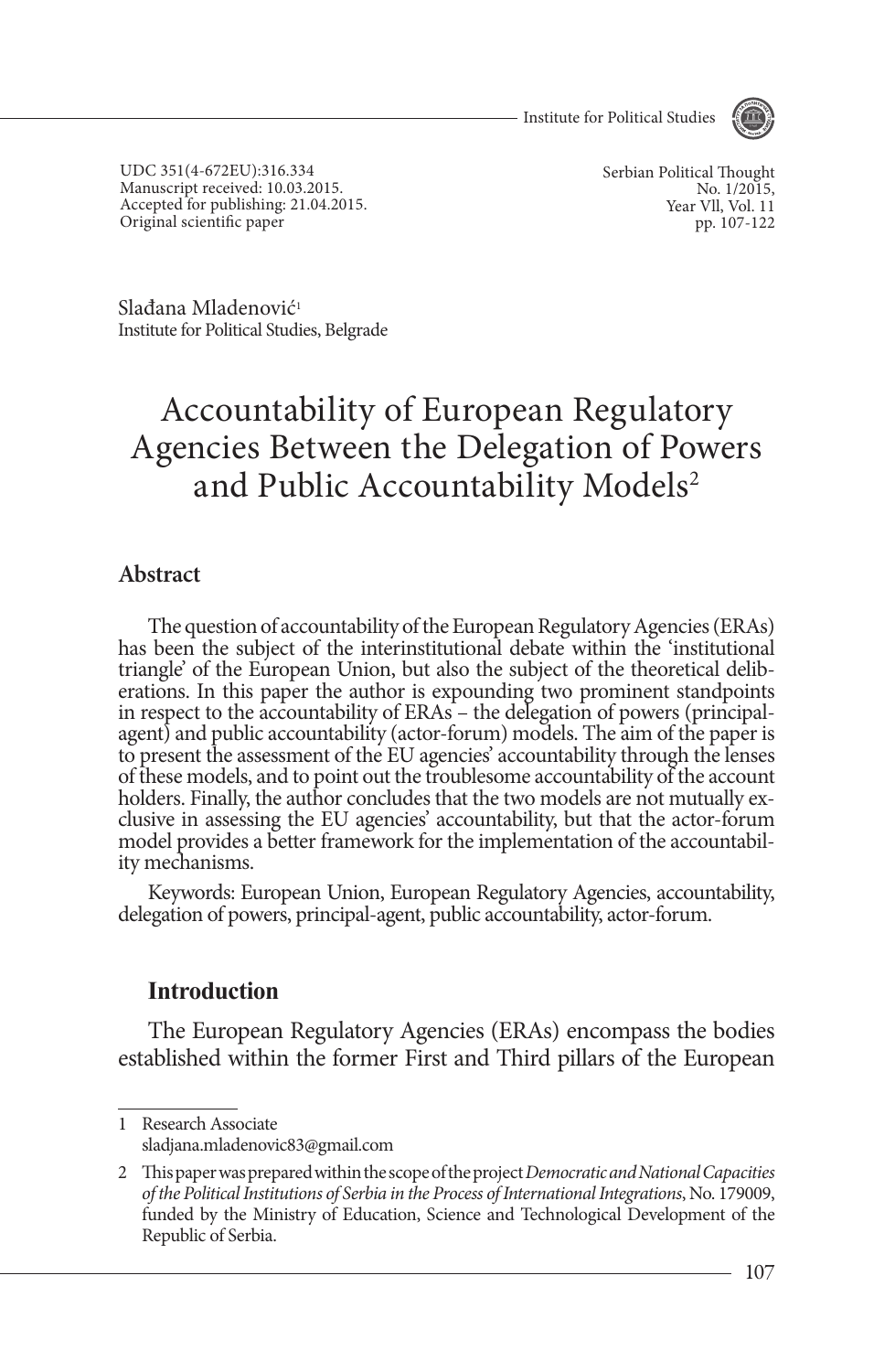UDC 351(4-672EU):316.334
Manuscript received: 10.03.2015.
Accepted for publishing: 21.04.2015.
Original scientific paper

Slađana Mladenović[1]
Institute for Political Studies, Belgrade

# Accountability of European Regulatory Agencies Between the Delegation of Powers and Public Accountability Models[2]

## Abstract

The question of accountability of the European Regulatory Agencies (ERAs) has been the subject of the interinstitutional debate within the 'institutional triangle' of the European Union, but also the subject of the theoretical deliberations. In this paper the author is expounding two prominent standpoints in respect to the accountability of ERAs – the delegation of powers (principal-agent) and public accountability (actor-forum) models. The aim of the paper is to present the assessment of the EU agencies' accountability through the lenses of these models, and to point out the troublesome accountability of the account holders. Finally, the author concludes that the two models are not mutually exclusive in assessing the EU agencies' accountability, but that the actor-forum model provides a better framework for the implementation of the accountability mechanisms.

Keywords: European Union, European Regulatory Agencies, accountability, delegation of powers, principal-agent, public accountability, actor-forum.

## Introduction

The European Regulatory Agencies (ERAs) encompass the bodies established within the former First and Third pillars of the European

---

1 Research Associate
sladjana.mladenovic83@gmail.com

2 This paper was prepared within the scope of the project *Democratic and National Capacities of the Political Institutions of Serbia in the Process of International Integrations*, No. 179009, funded by the Ministry of Education, Science and Technological Development of the Republic of Serbia.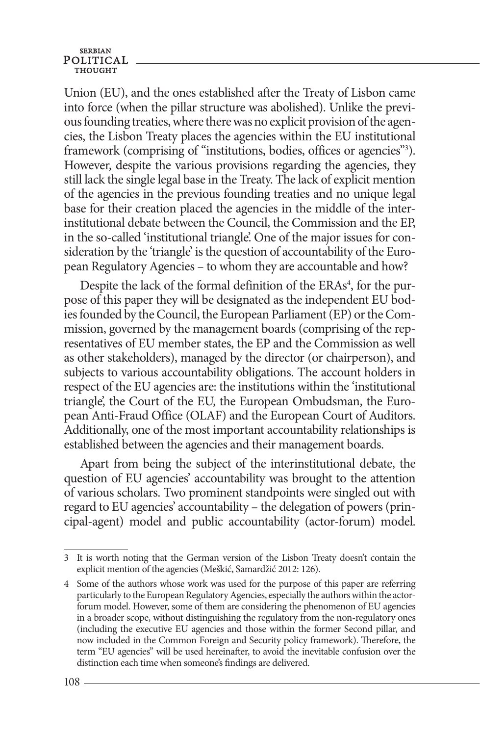Union (EU), and the ones established after the Treaty of Lisbon came into force (when the pillar structure was abolished). Unlike the previous founding treaties, where there was no explicit provision of the agencies, the Lisbon Treaty places the agencies within the EU institutional framework (comprising of "institutions, bodies, offices or agencies"[3]). However, despite the various provisions regarding the agencies, they still lack the single legal base in the Treaty. The lack of explicit mention of the agencies in the previous founding treaties and no unique legal base for their creation placed the agencies in the middle of the interinstitutional debate between the Council, the Commission and the EP, in the so-called 'institutional triangle'. One of the major issues for consideration by the 'triangle' is the question of accountability of the European Regulatory Agencies – to whom they are accountable and how?

Despite the lack of the formal definition of the ERAs[4], for the purpose of this paper they will be designated as the independent EU bodies founded by the Council, the European Parliament (EP) or the Commission, governed by the management boards (comprising of the representatives of EU member states, the EP and the Commission as well as other stakeholders), managed by the director (or chairperson), and subjects to various accountability obligations. The account holders in respect of the EU agencies are: the institutions within the 'institutional triangle', the Court of the EU, the European Ombudsman, the European Anti-Fraud Office (OLAF) and the European Court of Auditors. Additionally, one of the most important accountability relationships is established between the agencies and their management boards.

Apart from being the subject of the interinstitutional debate, the question of EU agencies' accountability was brought to the attention of various scholars. Two prominent standpoints were singled out with regard to EU agencies' accountability – the delegation of powers (principal-agent) model and public accountability (actor-forum) model.

---

3 It is worth noting that the German version of the Lisbon Treaty doesn't contain the explicit mention of the agencies (Meškić, Samardžić 2012: 126).

4 Some of the authors whose work was used for the purpose of this paper are referring particularly to the European Regulatory Agencies, especially the authors within the actor-forum model. However, some of them are considering the phenomenon of EU agencies in a broader scope, without distinguishing the regulatory from the non-regulatory ones (including the executive EU agencies and those within the former Second pillar, and now included in the Common Foreign and Security policy framework). Therefore, the term "EU agencies" will be used hereinafter, to avoid the inevitable confusion over the distinction each time when someone's findings are delivered.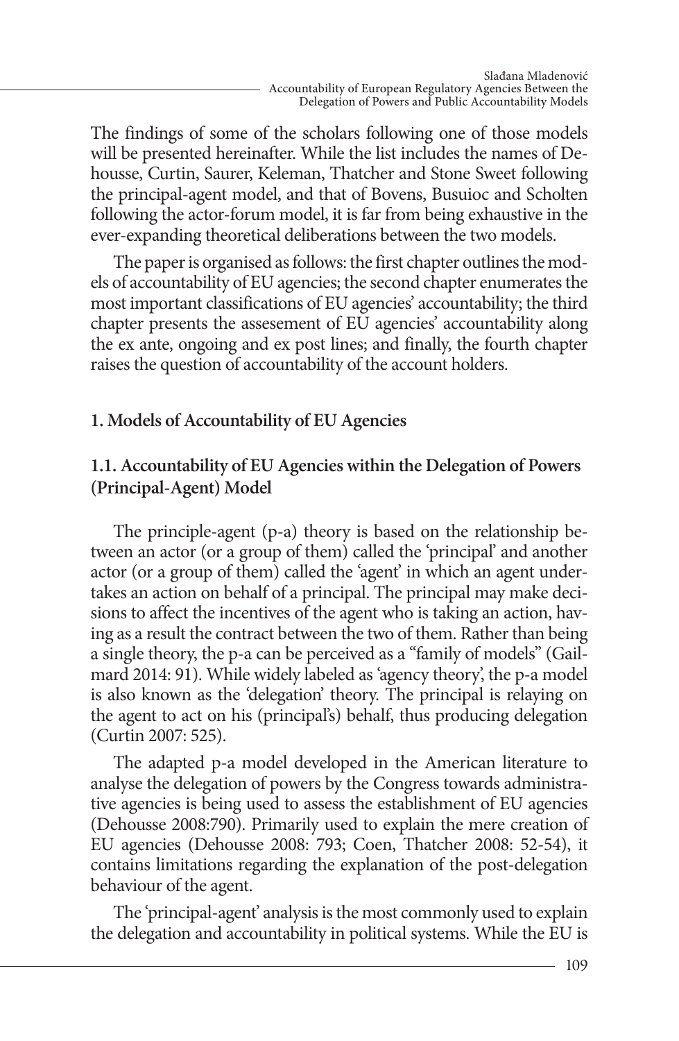The findings of some of the scholars following one of those models will be presented hereinafter. While the list includes the names of Dehousse, Curtin, Saurer, Keleman, Thatcher and Stone Sweet following the principal-agent model, and that of Bovens, Busuioc and Scholten following the actor-forum model, it is far from being exhaustive in the ever-expanding theoretical deliberations between the two models.

The paper is organised as follows: the first chapter outlines the models of accountability of EU agencies; the second chapter enumerates the most important classifications of EU agencies' accountability; the third chapter presents the assesement of EU agencies' accountability along the ex ante, ongoing and ex post lines; and finally, the fourth chapter raises the question of accountability of the account holders.

## 1. Models of Accountability of EU Agencies

### 1.1. Accountability of EU Agencies within the Delegation of Powers (Principal-Agent) Model

The principle-agent (p-a) theory is based on the relationship between an actor (or a group of them) called the 'principal' and another actor (or a group of them) called the 'agent' in which an agent undertakes an action on behalf of a principal. The principal may make decisions to affect the incentives of the agent who is taking an action, having as a result the contract between the two of them. Rather than being a single theory, the p-a can be perceived as a "family of models" (Gailmard 2014: 91). While widely labeled as 'agency theory', the p-a model is also known as the 'delegation' theory. The principal is relaying on the agent to act on his (principal's) behalf, thus producing delegation (Curtin 2007: 525).

The adapted p-a model developed in the American literature to analyse the delegation of powers by the Congress towards administrative agencies is being used to assess the establishment of EU agencies (Dehousse 2008:790). Primarily used to explain the mere creation of EU agencies (Dehousse 2008: 793; Coen, Thatcher 2008: 52-54), it contains limitations regarding the explanation of the post-delegation behaviour of the agent.

The 'principal-agent' analysis is the most commonly used to explain the delegation and accountability in political systems. While the EU is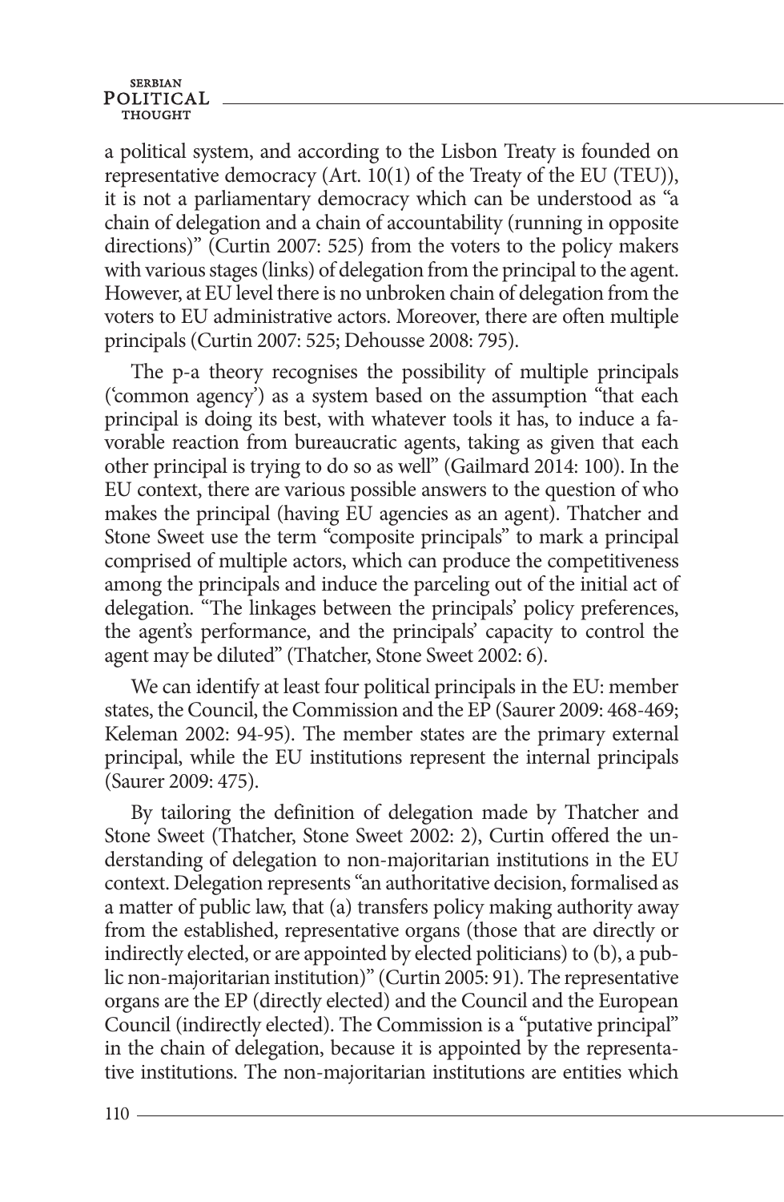a political system, and according to the Lisbon Treaty is founded on representative democracy (Art. 10(1) of the Treaty of the EU (TEU)), it is not a parliamentary democracy which can be understood as "a chain of delegation and a chain of accountability (running in opposite directions)" (Curtin 2007: 525) from the voters to the policy makers with various stages (links) of delegation from the principal to the agent. However, at EU level there is no unbroken chain of delegation from the voters to EU administrative actors. Moreover, there are often multiple principals (Curtin 2007: 525; Dehousse 2008: 795).

The p-a theory recognises the possibility of multiple principals ('common agency') as a system based on the assumption "that each principal is doing its best, with whatever tools it has, to induce a favorable reaction from bureaucratic agents, taking as given that each other principal is trying to do so as well" (Gailmard 2014: 100). In the EU context, there are various possible answers to the question of who makes the principal (having EU agencies as an agent). Thatcher and Stone Sweet use the term "composite principals" to mark a principal comprised of multiple actors, which can produce the competitiveness among the principals and induce the parceling out of the initial act of delegation. "The linkages between the principals' policy preferences, the agent's performance, and the principals' capacity to control the agent may be diluted" (Thatcher, Stone Sweet 2002: 6).

We can identify at least four political principals in the EU: member states, the Council, the Commission and the EP (Saurer 2009: 468-469; Keleman 2002: 94-95). The member states are the primary external principal, while the EU institutions represent the internal principals (Saurer 2009: 475).

By tailoring the definition of delegation made by Thatcher and Stone Sweet (Thatcher, Stone Sweet 2002: 2), Curtin offered the understanding of delegation to non-majoritarian institutions in the EU context. Delegation represents "an authoritative decision, formalised as a matter of public law, that (a) transfers policy making authority away from the established, representative organs (those that are directly or indirectly elected, or are appointed by elected politicians) to (b), a public non-majoritarian institution)" (Curtin 2005: 91). The representative organs are the EP (directly elected) and the Council and the European Council (indirectly elected). The Commission is a "putative principal" in the chain of delegation, because it is appointed by the representative institutions. The non-majoritarian institutions are entities which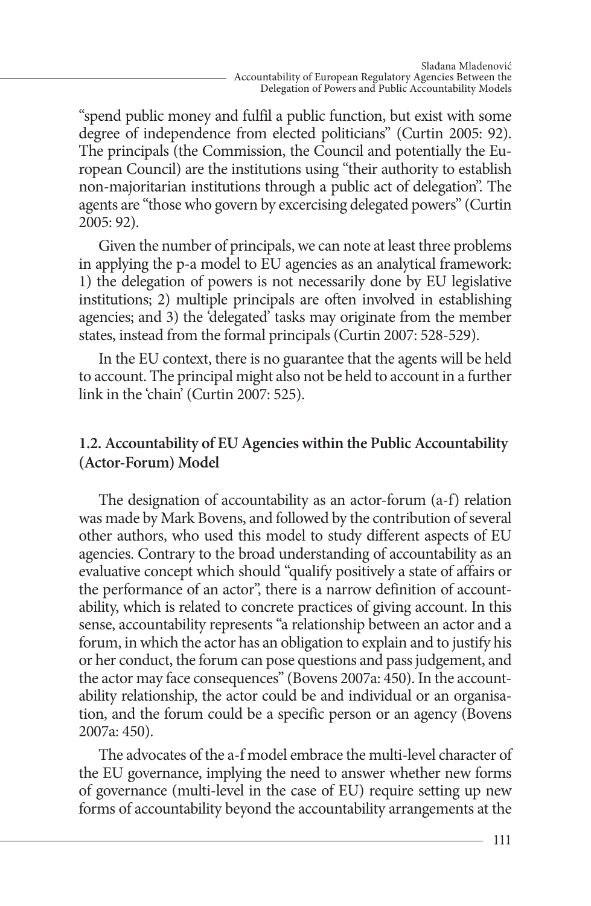"spend public money and fulfil a public function, but exist with some degree of independence from elected politicians" (Curtin 2005: 92). The principals (the Commission, the Council and potentially the European Council) are the institutions using "their authority to establish non-majoritarian institutions through a public act of delegation". The agents are "those who govern by excercising delegated powers" (Curtin 2005: 92).

Given the number of principals, we can note at least three problems in applying the p-a model to EU agencies as an analytical framework: 1) the delegation of powers is not necessarily done by EU legislative institutions; 2) multiple principals are often involved in establishing agencies; and 3) the 'delegated' tasks may originate from the member states, instead from the formal principals (Curtin 2007: 528-529).

In the EU context, there is no guarantee that the agents will be held to account. The principal might also not be held to account in a further link in the 'chain' (Curtin 2007: 525).

## 1.2. Accountability of EU Agencies within the Public Accountability (Actor-Forum) Model

The designation of accountability as an actor-forum (a-f) relation was made by Mark Bovens, and followed by the contribution of several other authors, who used this model to study different aspects of EU agencies. Contrary to the broad understanding of accountability as an evaluative concept which should "qualify positively a state of affairs or the performance of an actor", there is a narrow definition of accountability, which is related to concrete practices of giving account. In this sense, accountability represents "a relationship between an actor and a forum, in which the actor has an obligation to explain and to justify his or her conduct, the forum can pose questions and pass judgement, and the actor may face consequences" (Bovens 2007a: 450). In the accountability relationship, the actor could be and individual or an organisation, and the forum could be a specific person or an agency (Bovens 2007a: 450).

The advocates of the a-f model embrace the multi-level character of the EU governance, implying the need to answer whether new forms of governance (multi-level in the case of EU) require setting up new forms of accountability beyond the accountability arrangements at the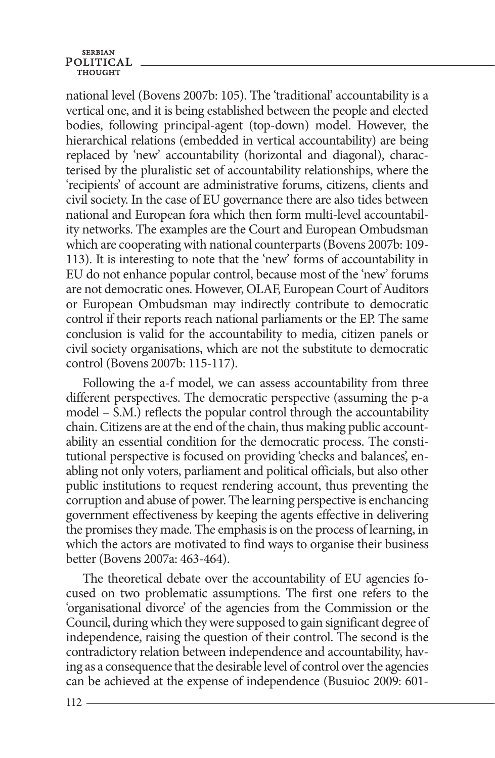national level (Bovens 2007b: 105). The 'traditional' accountability is a vertical one, and it is being established between the people and elected bodies, following principal-agent (top-down) model. However, the hierarchical relations (embedded in vertical accountability) are being replaced by 'new' accountability (horizontal and diagonal), characterised by the pluralistic set of accountability relationships, where the 'recipients' of account are administrative forums, citizens, clients and civil society. In the case of EU governance there are also tides between national and European fora which then form multi-level accountability networks. The examples are the Court and European Ombudsman which are cooperating with national counterparts (Bovens 2007b: 109-113). It is interesting to note that the 'new' forms of accountability in EU do not enhance popular control, because most of the 'new' forums are not democratic ones. However, OLAF, European Court of Auditors or European Ombudsman may indirectly contribute to democratic control if their reports reach national parliaments or the EP. The same conclusion is valid for the accountability to media, citizen panels or civil society organisations, which are not the substitute to democratic control (Bovens 2007b: 115-117).

Following the a-f model, we can assess accountability from three different perspectives. The democratic perspective (assuming the p-a model – S.M.) reflects the popular control through the accountability chain. Citizens are at the end of the chain, thus making public accountability an essential condition for the democratic process. The constitutional perspective is focused on providing 'checks and balances', enabling not only voters, parliament and political officials, but also other public institutions to request rendering account, thus preventing the corruption and abuse of power. The learning perspective is enchancing government effectiveness by keeping the agents effective in delivering the promises they made. The emphasis is on the process of learning, in which the actors are motivated to find ways to organise their business better (Bovens 2007a: 463-464).

The theoretical debate over the accountability of EU agencies focused on two problematic assumptions. The first one refers to the 'organisational divorce' of the agencies from the Commission or the Council, during which they were supposed to gain significant degree of independence, raising the question of their control. The second is the contradictory relation between independence and accountability, having as a consequence that the desirable level of control over the agencies can be achieved at the expense of independence (Busuioc 2009: 601-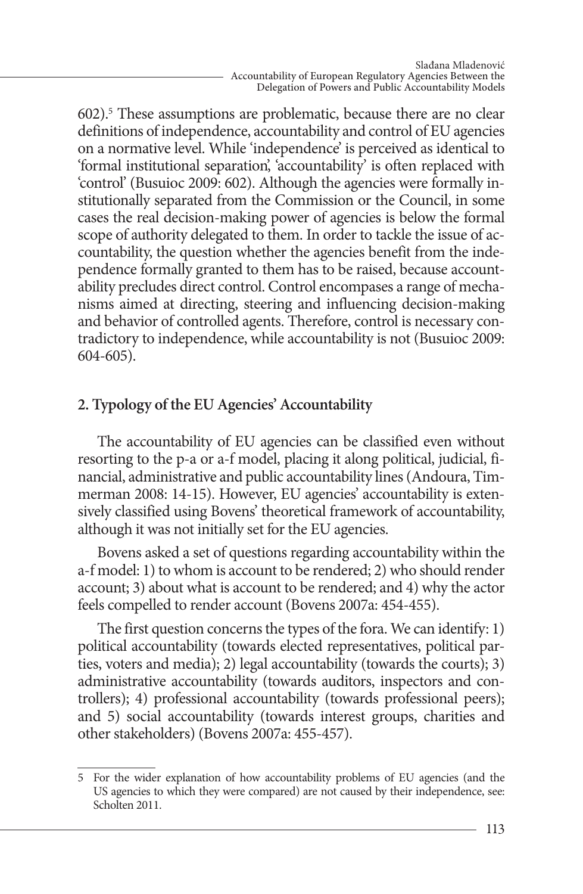602).[5] These assumptions are problematic, because there are no clear definitions of independence, accountability and control of EU agencies on a normative level. While 'independence' is perceived as identical to 'formal institutional separation', 'accountability' is often replaced with 'control' (Busuioc 2009: 602). Although the agencies were formally institutionally separated from the Commission or the Council, in some cases the real decision-making power of agencies is below the formal scope of authority delegated to them. In order to tackle the issue of accountability, the question whether the agencies benefit from the independence formally granted to them has to be raised, because accountability precludes direct control. Control encompases a range of mechanisms aimed at directing, steering and influencing decision-making and behavior of controlled agents. Therefore, control is necessary contradictory to independence, while accountability is not (Busuioc 2009: 604-605).

## 2. Typology of the EU Agencies' Accountability

The accountability of EU agencies can be classified even without resorting to the p-a or a-f model, placing it along political, judicial, financial, administrative and public accountability lines (Andoura, Timmerman 2008: 14-15). However, EU agencies' accountability is extensively classified using Bovens' theoretical framework of accountability, although it was not initially set for the EU agencies.

Bovens asked a set of questions regarding accountability within the a-f model: 1) to whom is account to be rendered; 2) who should render account; 3) about what is account to be rendered; and 4) why the actor feels compelled to render account (Bovens 2007a: 454-455).

The first question concerns the types of the fora. We can identify: 1) political accountability (towards elected representatives, political parties, voters and media); 2) legal accountability (towards the courts); 3) administrative accountability (towards auditors, inspectors and controllers); 4) professional accountability (towards professional peers); and 5) social accountability (towards interest groups, charities and other stakeholders) (Bovens 2007a: 455-457).

---

5 For the wider explanation of how accountability problems of EU agencies (and the US agencies to which they were compared) are not caused by their independence, see: Scholten 2011.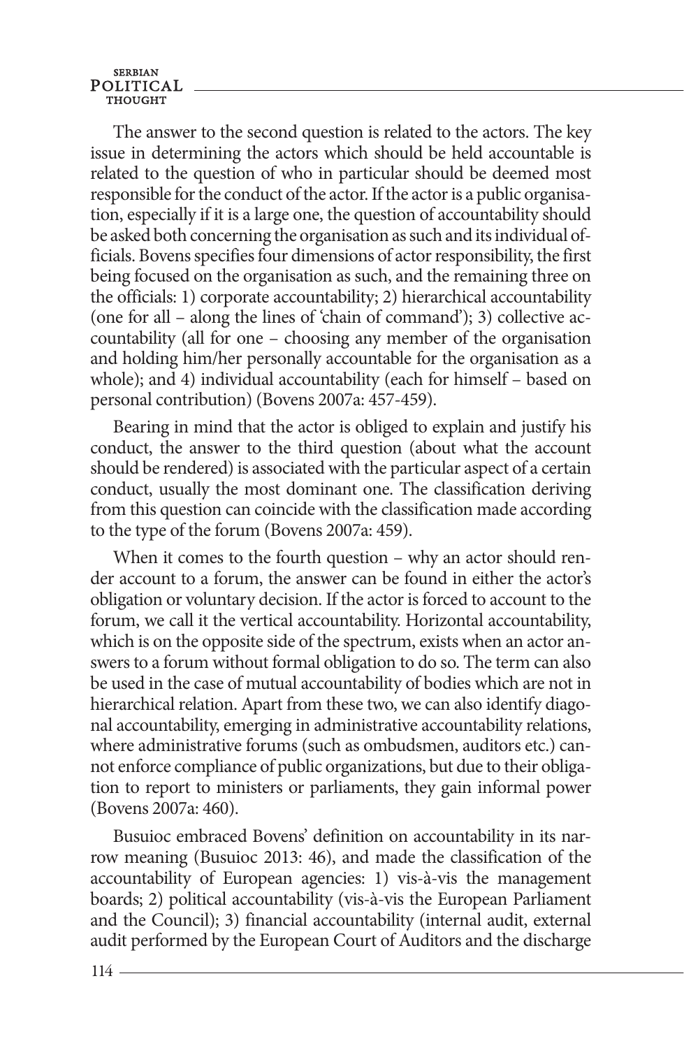The answer to the second question is related to the actors. The key issue in determining the actors which should be held accountable is related to the question of who in particular should be deemed most responsible for the conduct of the actor. If the actor is a public organisation, especially if it is a large one, the question of accountability should be asked both concerning the organisation as such and its individual officials. Bovens specifies four dimensions of actor responsibility, the first being focused on the organisation as such, and the remaining three on the officials: 1) corporate accountability; 2) hierarchical accountability (one for all – along the lines of 'chain of command'); 3) collective accountability (all for one – choosing any member of the organisation and holding him/her personally accountable for the organisation as a whole); and 4) individual accountability (each for himself – based on personal contribution) (Bovens 2007a: 457-459).

Bearing in mind that the actor is obliged to explain and justify his conduct, the answer to the third question (about what the account should be rendered) is associated with the particular aspect of a certain conduct, usually the most dominant one. The classification deriving from this question can coincide with the classification made according to the type of the forum (Bovens 2007a: 459).

When it comes to the fourth question – why an actor should render account to a forum, the answer can be found in either the actor's obligation or voluntary decision. If the actor is forced to account to the forum, we call it the vertical accountability. Horizontal accountability, which is on the opposite side of the spectrum, exists when an actor answers to a forum without formal obligation to do so. The term can also be used in the case of mutual accountability of bodies which are not in hierarchical relation. Apart from these two, we can also identify diagonal accountability, emerging in administrative accountability relations, where administrative forums (such as ombudsmen, auditors etc.) cannot enforce compliance of public organizations, but due to their obligation to report to ministers or parliaments, they gain informal power (Bovens 2007a: 460).

Busuioc embraced Bovens' definition on accountability in its narrow meaning (Busuioc 2013: 46), and made the classification of the accountability of European agencies: 1) vis-à-vis the management boards; 2) political accountability (vis-à-vis the European Parliament and the Council); 3) financial accountability (internal audit, external audit performed by the European Court of Auditors and the discharge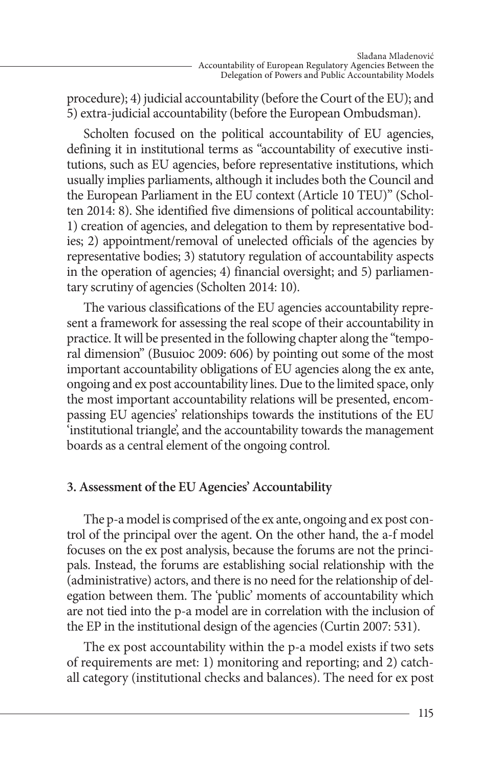procedure); 4) judicial accountability (before the Court of the EU); and 5) extra-judicial accountability (before the European Ombudsman).

Scholten focused on the political accountability of EU agencies, defining it in institutional terms as "accountability of executive institutions, such as EU agencies, before representative institutions, which usually implies parliaments, although it includes both the Council and the European Parliament in the EU context (Article 10 TEU)" (Scholten 2014: 8). She identified five dimensions of political accountability: 1) creation of agencies, and delegation to them by representative bodies; 2) appointment/removal of unelected officials of the agencies by representative bodies; 3) statutory regulation of accountability aspects in the operation of agencies; 4) financial oversight; and 5) parliamentary scrutiny of agencies (Scholten 2014: 10).

The various classifications of the EU agencies accountability represent a framework for assessing the real scope of their accountability in practice. It will be presented in the following chapter along the "temporal dimension" (Busuioc 2009: 606) by pointing out some of the most important accountability obligations of EU agencies along the ex ante, ongoing and ex post accountability lines. Due to the limited space, only the most important accountability relations will be presented, encompassing EU agencies' relationships towards the institutions of the EU 'institutional triangle', and the accountability towards the management boards as a central element of the ongoing control.

## 3. Assessment of the EU Agencies' Accountability

The p-a model is comprised of the ex ante, ongoing and ex post control of the principal over the agent. On the other hand, the a-f model focuses on the ex post analysis, because the forums are not the principals. Instead, the forums are establishing social relationship with the (administrative) actors, and there is no need for the relationship of delegation between them. The 'public' moments of accountability which are not tied into the p-a model are in correlation with the inclusion of the EP in the institutional design of the agencies (Curtin 2007: 531).

The ex post accountability within the p-a model exists if two sets of requirements are met: 1) monitoring and reporting; and 2) catch-all category (institutional checks and balances). The need for ex post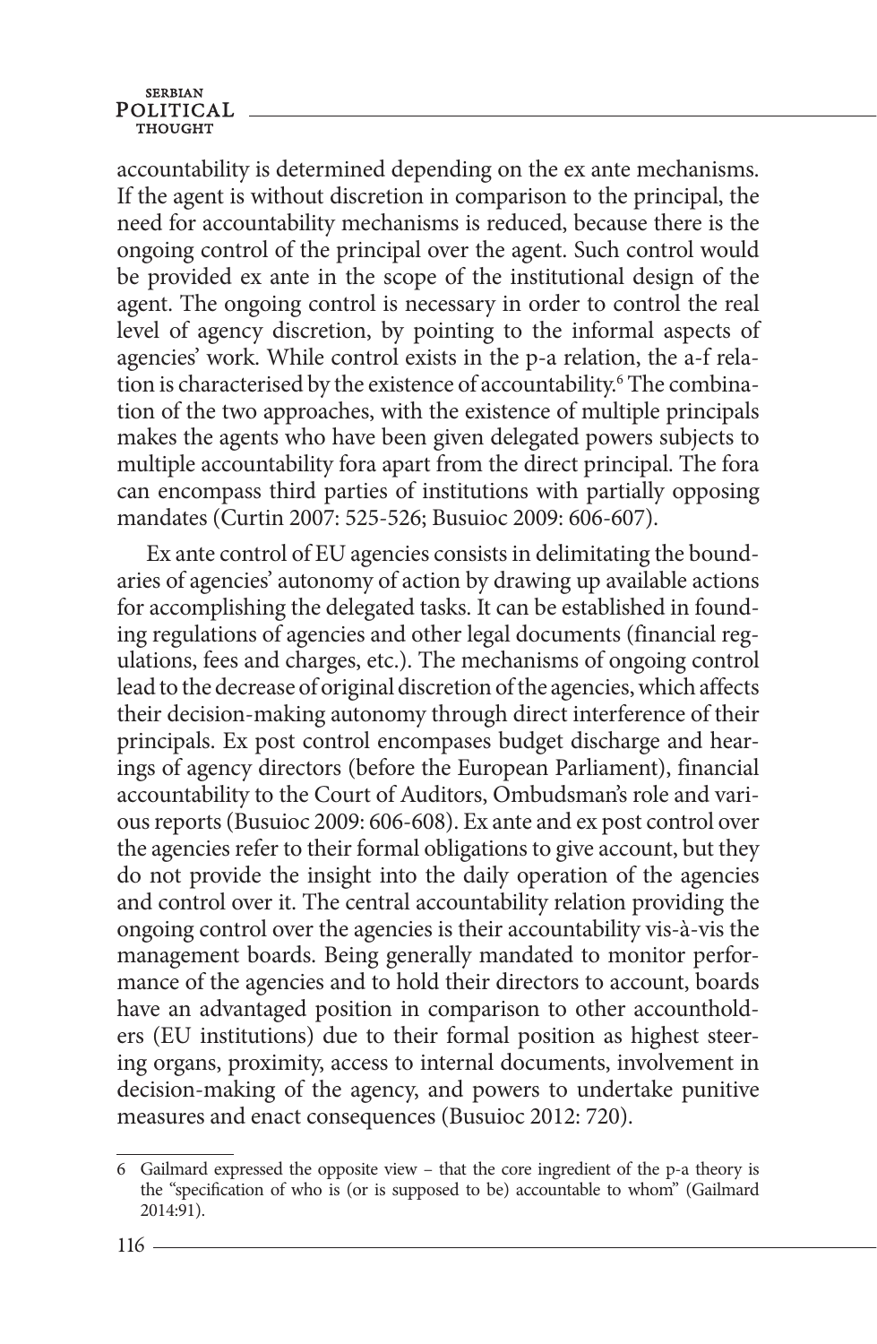accountability is determined depending on the ex ante mechanisms. If the agent is without discretion in comparison to the principal, the need for accountability mechanisms is reduced, because there is the ongoing control of the principal over the agent. Such control would be provided ex ante in the scope of the institutional design of the agent. The ongoing control is necessary in order to control the real level of agency discretion, by pointing to the informal aspects of agencies' work. While control exists in the p-a relation, the a-f relation is characterised by the existence of accountability.[6] The combination of the two approaches, with the existence of multiple principals makes the agents who have been given delegated powers subjects to multiple accountability fora apart from the direct principal. The fora can encompass third parties of institutions with partially opposing mandates (Curtin 2007: 525-526; Busuioc 2009: 606-607).

Ex ante control of EU agencies consists in delimitating the boundaries of agencies' autonomy of action by drawing up available actions for accomplishing the delegated tasks. It can be established in founding regulations of agencies and other legal documents (financial regulations, fees and charges, etc.). The mechanisms of ongoing control lead to the decrease of original discretion of the agencies, which affects their decision-making autonomy through direct interference of their principals. Ex post control encompases budget discharge and hearings of agency directors (before the European Parliament), financial accountability to the Court of Auditors, Ombudsman's role and various reports (Busuioc 2009: 606-608). Ex ante and ex post control over the agencies refer to their formal obligations to give account, but they do not provide the insight into the daily operation of the agencies and control over it. The central accountability relation providing the ongoing control over the agencies is their accountability vis-à-vis the management boards. Being generally mandated to monitor performance of the agencies and to hold their directors to account, boards have an advantaged position in comparison to other accountholders (EU institutions) due to their formal position as highest steering organs, proximity, access to internal documents, involvement in decision-making of the agency, and powers to undertake punitive measures and enact consequences (Busuioc 2012: 720).

---

6 Gailmard expressed the opposite view – that the core ingredient of the p-a theory is the "specification of who is (or is supposed to be) accountable to whom" (Gailmard 2014:91).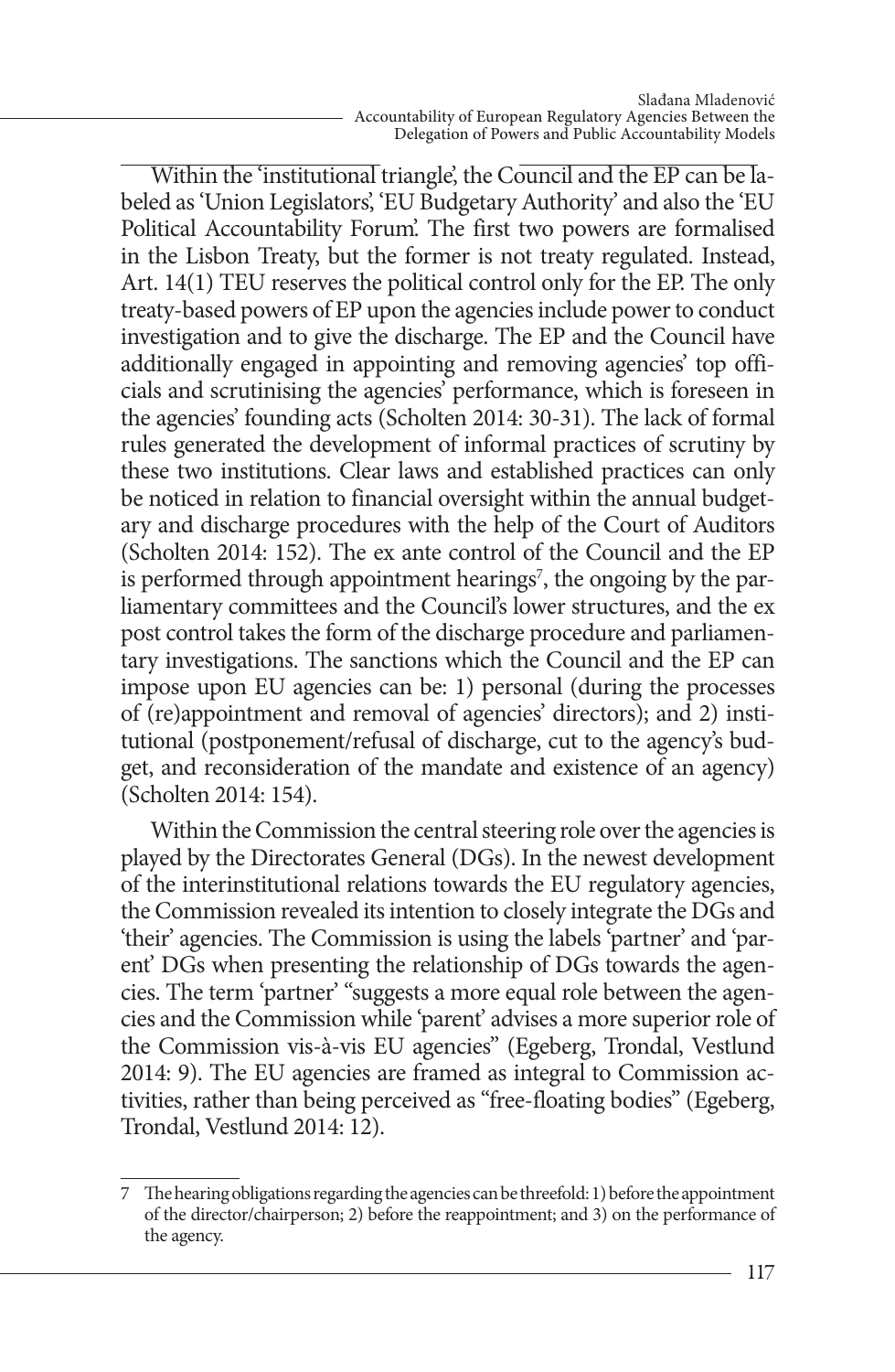Within the 'institutional triangle', the Council and the EP can be labeled as 'Union Legislators', 'EU Budgetary Authority' and also the 'EU Political Accountability Forum'. The first two powers are formalised in the Lisbon Treaty, but the former is not treaty regulated. Instead, Art. 14(1) TEU reserves the political control only for the EP. The only treaty-based powers of EP upon the agencies include power to conduct investigation and to give the discharge. The EP and the Council have additionally engaged in appointing and removing agencies' top officials and scrutinising the agencies' performance, which is foreseen in the agencies' founding acts (Scholten 2014: 30-31). The lack of formal rules generated the development of informal practices of scrutiny by these two institutions. Clear laws and established practices can only be noticed in relation to financial oversight within the annual budgetary and discharge procedures with the help of the Court of Auditors (Scholten 2014: 152). The ex ante control of the Council and the EP is performed through appointment hearings[7], the ongoing by the parliamentary committees and the Council's lower structures, and the ex post control takes the form of the discharge procedure and parliamentary investigations. The sanctions which the Council and the EP can impose upon EU agencies can be: 1) personal (during the processes of (re)appointment and removal of agencies' directors); and 2) institutional (postponement/refusal of discharge, cut to the agency's budget, and reconsideration of the mandate and existence of an agency) (Scholten 2014: 154).

Within the Commission the central steering role over the agencies is played by the Directorates General (DGs). In the newest development of the interinstitutional relations towards the EU regulatory agencies, the Commission revealed its intention to closely integrate the DGs and 'their' agencies. The Commission is using the labels 'partner' and 'parent' DGs when presenting the relationship of DGs towards the agencies. The term 'partner' "suggests a more equal role between the agencies and the Commission while 'parent' advises a more superior role of the Commission vis-à-vis EU agencies" (Egeberg, Trondal, Vestlund 2014: 9). The EU agencies are framed as integral to Commission activities, rather than being perceived as "free-floating bodies" (Egeberg, Trondal, Vestlund 2014: 12).

---

7 The hearing obligations regarding the agencies can be threefold: 1) before the appointment of the director/chairperson; 2) before the reappointment; and 3) on the performance of the agency.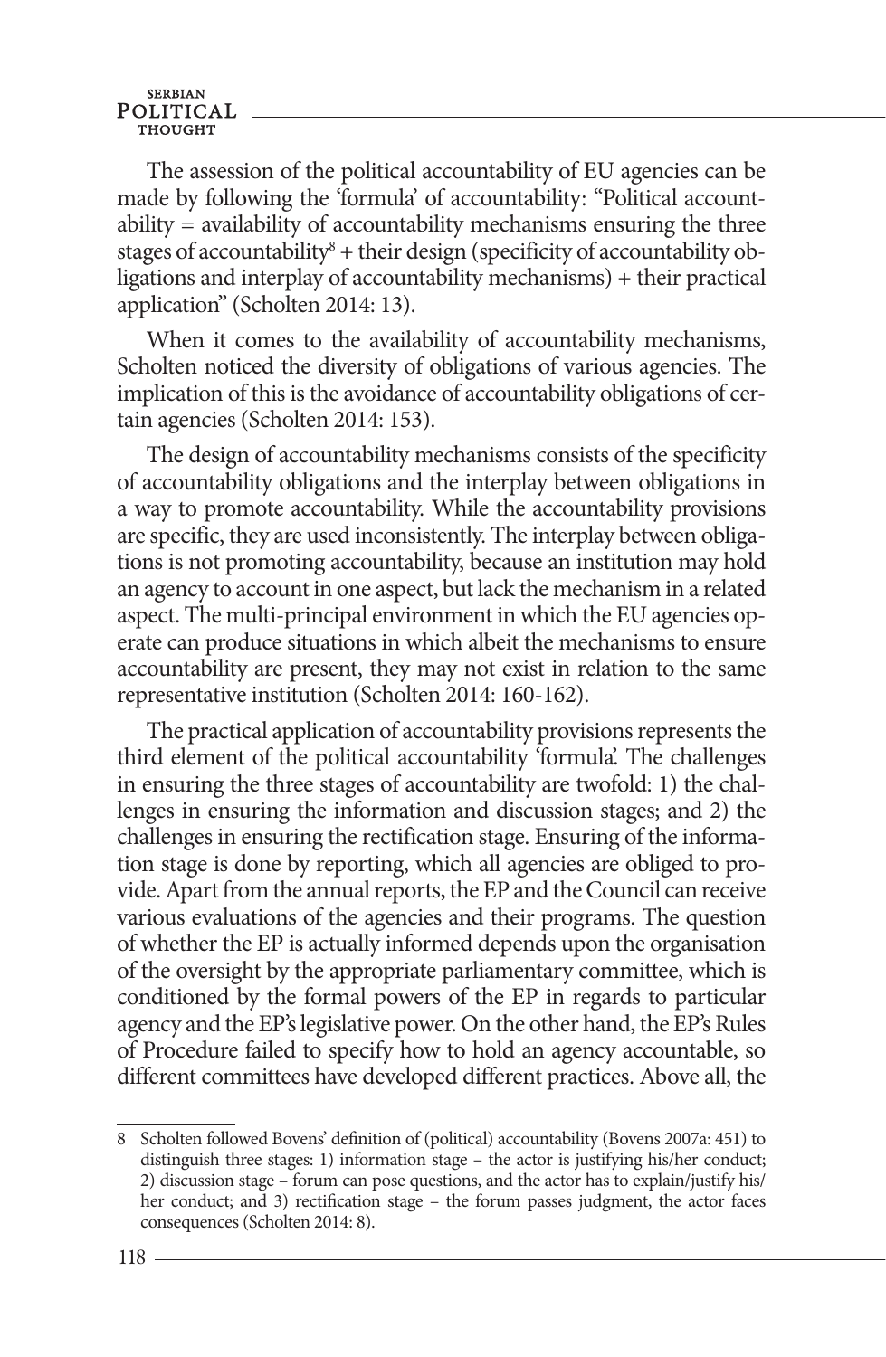The assession of the political accountability of EU agencies can be made by following the 'formula' of accountability: "Political accountability = availability of accountability mechanisms ensuring the three stages of accountability[8] + their design (specificity of accountability obligations and interplay of accountability mechanisms) + their practical application" (Scholten 2014: 13).

When it comes to the availability of accountability mechanisms, Scholten noticed the diversity of obligations of various agencies. The implication of this is the avoidance of accountability obligations of certain agencies (Scholten 2014: 153).

The design of accountability mechanisms consists of the specificity of accountability obligations and the interplay between obligations in a way to promote accountability. While the accountability provisions are specific, they are used inconsistently. The interplay between obligations is not promoting accountability, because an institution may hold an agency to account in one aspect, but lack the mechanism in a related aspect. The multi-principal environment in which the EU agencies operate can produce situations in which albeit the mechanisms to ensure accountability are present, they may not exist in relation to the same representative institution (Scholten 2014: 160-162).

The practical application of accountability provisions represents the third element of the political accountability 'formula'. The challenges in ensuring the three stages of accountability are twofold: 1) the challenges in ensuring the information and discussion stages; and 2) the challenges in ensuring the rectification stage. Ensuring of the information stage is done by reporting, which all agencies are obliged to provide. Apart from the annual reports, the EP and the Council can receive various evaluations of the agencies and their programs. The question of whether the EP is actually informed depends upon the organisation of the oversight by the appropriate parliamentary committee, which is conditioned by the formal powers of the EP in regards to particular agency and the EP's legislative power. On the other hand, the EP's Rules of Procedure failed to specify how to hold an agency accountable, so different committees have developed different practices. Above all, the

---

8 Scholten followed Bovens' definition of (political) accountability (Bovens 2007a: 451) to distinguish three stages: 1) information stage – the actor is justifying his/her conduct; 2) discussion stage – forum can pose questions, and the actor has to explain/justify his/her conduct; and 3) rectification stage – the forum passes judgment, the actor faces consequences (Scholten 2014: 8).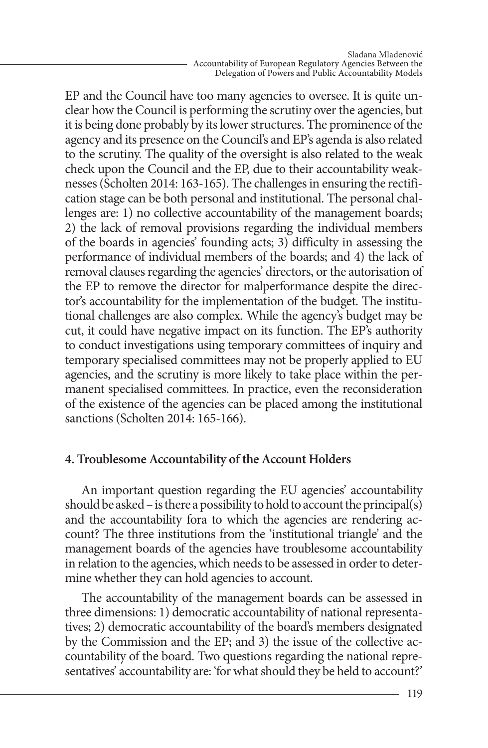EP and the Council have too many agencies to oversee. It is quite unclear how the Council is performing the scrutiny over the agencies, but it is being done probably by its lower structures. The prominence of the agency and its presence on the Council's and EP's agenda is also related to the scrutiny. The quality of the oversight is also related to the weak check upon the Council and the EP, due to their accountability weaknesses (Scholten 2014: 163-165). The challenges in ensuring the rectification stage can be both personal and institutional. The personal challenges are: 1) no collective accountability of the management boards; 2) the lack of removal provisions regarding the individual members of the boards in agencies' founding acts; 3) difficulty in assessing the performance of individual members of the boards; and 4) the lack of removal clauses regarding the agencies' directors, or the autorisation of the EP to remove the director for malperformance despite the director's accountability for the implementation of the budget. The institutional challenges are also complex. While the agency's budget may be cut, it could have negative impact on its function. The EP's authority to conduct investigations using temporary committees of inquiry and temporary specialised committees may not be properly applied to EU agencies, and the scrutiny is more likely to take place within the permanent specialised committees. In practice, even the reconsideration of the existence of the agencies can be placed among the institutional sanctions (Scholten 2014: 165-166).

## 4. Troublesome Accountability of the Account Holders

An important question regarding the EU agencies' accountability should be asked – is there a possibility to hold to account the principal(s) and the accountability fora to which the agencies are rendering account? The three institutions from the 'institutional triangle' and the management boards of the agencies have troublesome accountability in relation to the agencies, which needs to be assessed in order to determine whether they can hold agencies to account.

The accountability of the management boards can be assessed in three dimensions: 1) democratic accountability of national representatives; 2) democratic accountability of the board's members designated by the Commission and the EP; and 3) the issue of the collective accountability of the board. Two questions regarding the national representatives' accountability are: 'for what should they be held to account?'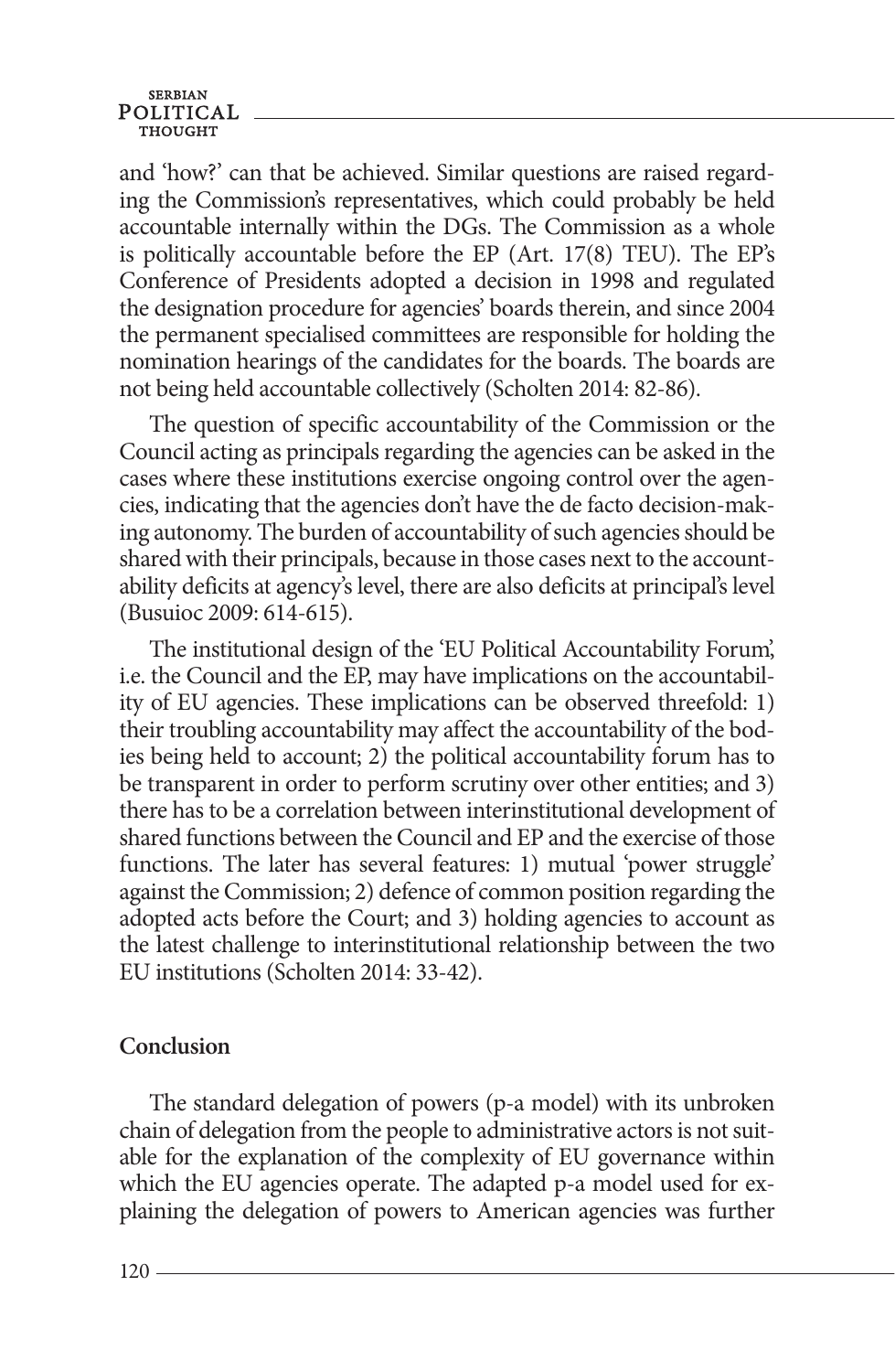and 'how?' can that be achieved. Similar questions are raised regarding the Commission's representatives, which could probably be held accountable internally within the DGs. The Commission as a whole is politically accountable before the EP (Art. 17(8) TEU). The EP's Conference of Presidents adopted a decision in 1998 and regulated the designation procedure for agencies' boards therein, and since 2004 the permanent specialised committees are responsible for holding the nomination hearings of the candidates for the boards. The boards are not being held accountable collectively (Scholten 2014: 82-86).

The question of specific accountability of the Commission or the Council acting as principals regarding the agencies can be asked in the cases where these institutions exercise ongoing control over the agencies, indicating that the agencies don't have the de facto decision-making autonomy. The burden of accountability of such agencies should be shared with their principals, because in those cases next to the accountability deficits at agency's level, there are also deficits at principal's level (Busuioc 2009: 614-615).

The institutional design of the 'EU Political Accountability Forum', i.e. the Council and the EP, may have implications on the accountability of EU agencies. These implications can be observed threefold: 1) their troubling accountability may affect the accountability of the bodies being held to account; 2) the political accountability forum has to be transparent in order to perform scrutiny over other entities; and 3) there has to be a correlation between interinstitutional development of shared functions between the Council and EP and the exercise of those functions. The later has several features: 1) mutual 'power struggle' against the Commission; 2) defence of common position regarding the adopted acts before the Court; and 3) holding agencies to account as the latest challenge to interinstitutional relationship between the two EU institutions (Scholten 2014: 33-42).

## Conclusion

The standard delegation of powers (p-a model) with its unbroken chain of delegation from the people to administrative actors is not suitable for the explanation of the complexity of EU governance within which the EU agencies operate. The adapted p-a model used for explaining the delegation of powers to American agencies was further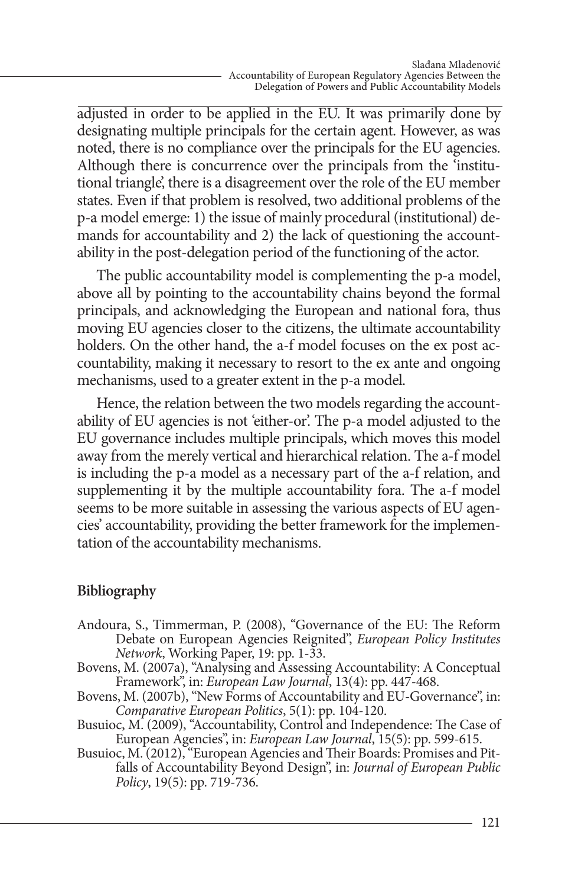adjusted in order to be applied in the EU. It was primarily done by designating multiple principals for the certain agent. However, as was noted, there is no compliance over the principals for the EU agencies. Although there is concurrence over the principals from the 'institutional triangle', there is a disagreement over the role of the EU member states. Even if that problem is resolved, two additional problems of the p-a model emerge: 1) the issue of mainly procedural (institutional) demands for accountability and 2) the lack of questioning the accountability in the post-delegation period of the functioning of the actor.

The public accountability model is complementing the p-a model, above all by pointing to the accountability chains beyond the formal principals, and acknowledging the European and national fora, thus moving EU agencies closer to the citizens, the ultimate accountability holders. On the other hand, the a-f model focuses on the ex post accountability, making it necessary to resort to the ex ante and ongoing mechanisms, used to a greater extent in the p-a model.

Hence, the relation between the two models regarding the accountability of EU agencies is not 'either-or'. The p-a model adjusted to the EU governance includes multiple principals, which moves this model away from the merely vertical and hierarchical relation. The a-f model is including the p-a model as a necessary part of the a-f relation, and supplementing it by the multiple accountability fora. The a-f model seems to be more suitable in assessing the various aspects of EU agencies' accountability, providing the better framework for the implementation of the accountability mechanisms.

## Bibliography

Andoura, S., Timmerman, P. (2008), "Governance of the EU: The Reform Debate on European Agencies Reignited", *European Policy Institutes Network*, Working Paper, 19: pp. 1-33.

Bovens, M. (2007a), "Analysing and Assessing Accountability: A Conceptual Framework", in: *European Law Journal*, 13(4): pp. 447-468.

Bovens, M. (2007b), "New Forms of Accountability and EU-Governance", in: *Comparative European Politics*, 5(1): pp. 104-120.

Busuioc, M. (2009), "Accountability, Control and Independence: The Case of European Agencies", in: *European Law Journal*, 15(5): pp. 599-615.

Busuioc, M. (2012), "European Agencies and Their Boards: Promises and Pitfalls of Accountability Beyond Design", in: *Journal of European Public Policy*, 19(5): pp. 719-736.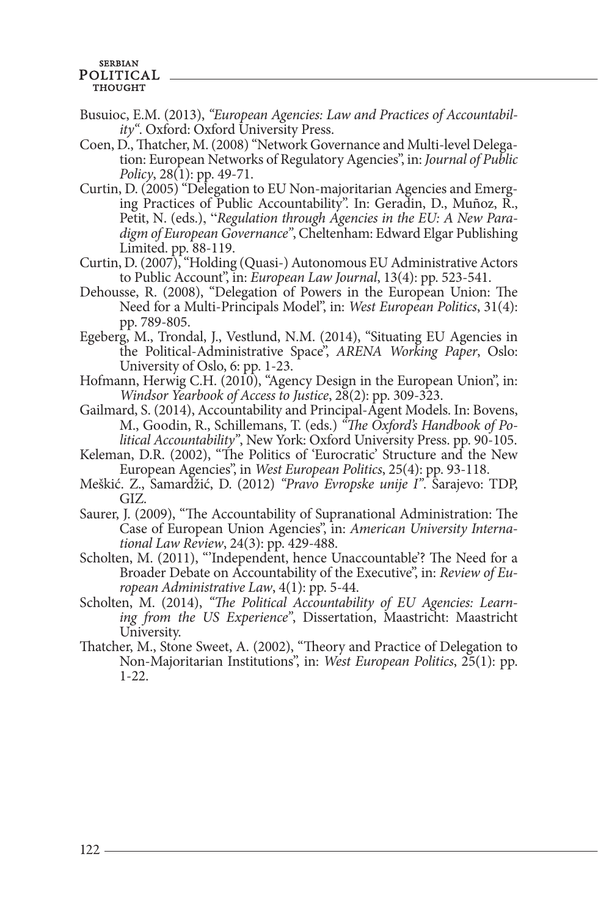Busuioc, E.M. (2013), *"European Agencies: Law and Practices of Accountability"*. Oxford: Oxford University Press.

Coen, D., Thatcher, M. (2008) "Network Governance and Multi-level Delegation: European Networks of Regulatory Agencies", in: *Journal of Public Policy*, 28(1): pp. 49-71.

Curtin, D. (2005) "Delegation to EU Non-majoritarian Agencies and Emerging Practices of Public Accountability". In: Geradin, D., Muñoz, R., Petit, N. (eds.), "*Regulation through Agencies in the EU: A New Paradigm of European Governance*", Cheltenham: Edward Elgar Publishing Limited. pp. 88-119.

Curtin, D. (2007), "Holding (Quasi-) Autonomous EU Administrative Actors to Public Account", in: *European Law Journal*, 13(4): pp. 523-541.

Dehousse, R. (2008), "Delegation of Powers in the European Union: The Need for a Multi-Principals Model", in: *West European Politics*, 31(4): pp. 789-805.

Egeberg, M., Trondal, J., Vestlund, N.M. (2014), "Situating EU Agencies in the Political-Administrative Space", *ARENA Working Paper*, Oslo: University of Oslo, 6: pp. 1-23.

Hofmann, Herwig C.H. (2010), "Agency Design in the European Union", in: *Windsor Yearbook of Access to Justice*, 28(2): pp. 309-323.

Gailmard, S. (2014), Accountability and Principal-Agent Models. In: Bovens, M., Goodin, R., Schillemans, T. (eds.) *"The Oxford's Handbook of Political Accountability"*, New York: Oxford University Press. pp. 90-105.

Keleman, D.R. (2002), "The Politics of 'Eurocratic' Structure and the New European Agencies", in *West European Politics*, 25(4): pp. 93-118.

Meškić. Z., Samardžić, D. (2012) *"Pravo Evropske unije I"*. Sarajevo: TDP, GIZ.

Saurer, J. (2009), "The Accountability of Supranational Administration: The Case of European Union Agencies", in: *American University International Law Review*, 24(3): pp. 429-488.

Scholten, M. (2011), "'Independent, hence Unaccountable'? The Need for a Broader Debate on Accountability of the Executive", in: *Review of European Administrative Law*, 4(1): pp. 5-44.

Scholten, M. (2014), *"The Political Accountability of EU Agencies: Learning from the US Experience"*, Dissertation, Maastricht: Maastricht University.

Thatcher, M., Stone Sweet, A. (2002), "Theory and Practice of Delegation to Non-Majoritarian Institutions", in: *West European Politics*, 25(1): pp. 1-22.